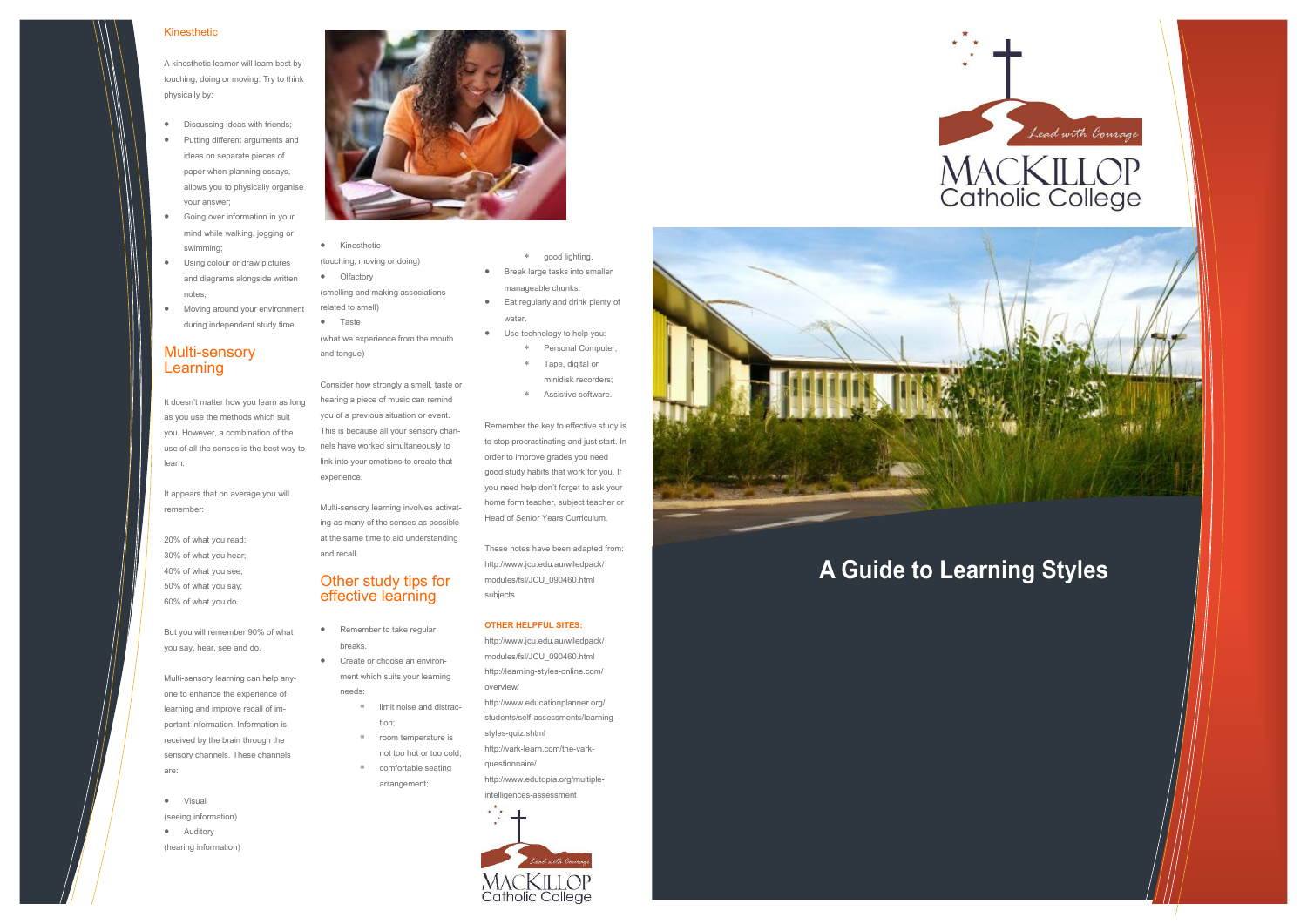## Kinesthetic

A kinesthetic learner will learn best by touching, doing or moving. Try to think physically by:

- Discussing ideas with friends;
- Putting different arguments and ideas on separate pieces of paper when planning essays, allows you to physically organise your answer;
- Going over information in your mind while walking, jogging or swimming;
- Using colour or draw pictures and diagrams alongside written notes;
- Moving around your environment during independent study time.

## Multi-sensory Learning

It doesn't matter how you learn as long as you use the methods which suit you. However, a combination of the use of all the senses is the best way to learn.

It appears that on average you will remember:

20% of what you read;
30% of what you hear;
40% of what you see;
50% of what you say;
60% of what you do.

But you will remember 90% of what you say, hear, see and do.

Multi-sensory learning can help anyone to enhance the experience of learning and improve recall of important information. Information is received by the brain through the sensory channels. These channels are:

- Visual (seeing information)
- Auditory (hearing information)
- Kinesthetic (touching, moving or doing)
- Olfactory (smelling and making associations related to smell)
- Taste (what we experience from the mouth and tongue)

Consider how strongly a smell, taste or hearing a piece of music can remind you of a previous situation or event. This is because all your sensory channels have worked simultaneously to link into your emotions to create that experience.

Multi-sensory learning involves activating as many of the senses as possible at the same time to aid understanding and recall.

## Other study tips for effective learning

- Remember to take regular breaks.
- Create or choose an environment which suits your learning needs:
  - limit noise and distraction;
  - room temperature is not too hot or too cold;
  - comfortable seating arrangement;
  - good lighting.
- Break large tasks into smaller manageable chunks.
- Eat regularly and drink plenty of water.
- Use technology to help you:
  - Personal Computer;
  - Tape, digital or minidisk recorders;
  - Assistive software.

Remember the key to effective study is to stop procrastinating and just start. In order to improve grades you need good study habits that work for you. If you need help don't forget to ask your home form teacher, subject teacher or Head of Senior Years Curriculum.

These notes have been adapted from: http://www.jcu.edu.au/wiledpack/modules/fsl/JCU_090460.html subjects

**OTHER HELPFUL SITES:**

http://www.jcu.edu.au/wiledpack/modules/fsl/JCU_090460.html
http://learning-styles-online.com/overview/
http://www.educationplanner.org/students/self-assessments/learning-styles-quiz.shtml
http://vark-learn.com/the-vark-questionnaire/
http://www.edutopia.org/multiple-intelligences-assessment

Lead with Courage
MACKILLOP Catholic College

Lead with Courage
MACKILLOP Catholic College

# A Guide to Learning Styles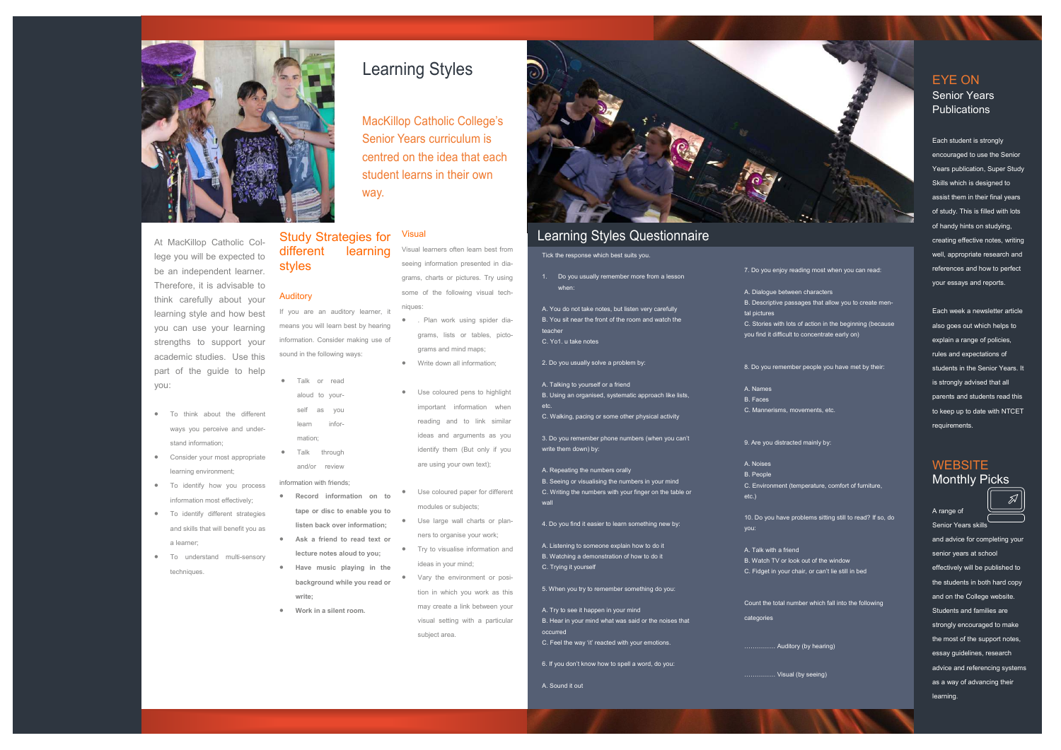# Learning Styles

MacKillop Catholic College's Senior Years curriculum is centred on the idea that each student learns in their own way.

At MacKillop Catholic College you will be expected to be an independent learner. Therefore, it is advisable to think carefully about your learning style and how best you can use your learning strengths to support your academic studies. Use this part of the guide to help you:

- To think about the different ways you perceive and understand information;
- Consider your most appropriate learning environment;
- To identify how you process information most effectively;
- To identify different strategies and skills that will benefit you as a learner;
- To understand multi-sensory techniques.

## Study Strategies for different learning styles

### Auditory

If you are an auditory learner, it means you will learn best by hearing information. Consider making use of sound in the following ways:

- Talk or read aloud to yourself as you learn information;
- Talk through and/or review information with friends;
- **Record information on to tape or disc to enable you to listen back over information;**
- **Ask a friend to read text or lecture notes aloud to you;**
- **Have music playing in the background while you read or write;**
- **Work in a silent room.**

### Visual

Visual learners often learn best from seeing information presented in diagrams, charts or pictures. Try using some of the following visual techniques:

- . Plan work using spider diagrams, lists or tables, pictograms and mind maps;
- Write down all information;
- Use coloured pens to highlight important information when reading and to link similar ideas and arguments as you identify them (But only if you are using your own text);
- Use coloured paper for different modules or subjects;
- Use large wall charts or planners to organise your work;
- Try to visualise information and ideas in your mind;
- Vary the environment or position in which you work as this may create a link between your visual setting with a particular subject area.

## Learning Styles Questionnaire

Tick the response which best suits you.

1. Do you usually remember more from a lesson when:

A. You do not take notes, but listen very carefully
B. You sit near the front of the room and watch the teacher
C. Yo1. u take notes

2. Do you usually solve a problem by:

A. Talking to yourself or a friend
B. Using an organised, systematic approach like lists, etc.
C. Walking, pacing or some other physical activity

3. Do you remember phone numbers (when you can't write them down) by:

A. Repeating the numbers orally
B. Seeing or visualising the numbers in your mind
C. Writing the numbers with your finger on the table or wall

4. Do you find it easier to learn something new by:

A. Listening to someone explain how to do it
B. Watching a demonstration of how to do it
C. Trying it yourself

5. When you try to remember something do you:

A. Try to see it happen in your mind
B. Hear in your mind what was said or the noises that occurred
C. Feel the way 'it' reacted with your emotions.

6. If you don't know how to spell a word, do you:

A. Sound it out

7. Do you enjoy reading most when you can read:

A. Dialogue between characters
B. Descriptive passages that allow you to create mental pictures
C. Stories with lots of action in the beginning (because you find it difficult to concentrate early on)

8. Do you remember people you have met by their:

A. Names
B. Faces
C. Mannerisms, movements, etc.

9. Are you distracted mainly by:

A. Noises
B. People
C. Environment (temperature, comfort of furniture, etc.)

10. Do you have problems sitting still to read? If so, do you:

A. Talk with a friend
B. Watch TV or look out of the window
C. Fidget in your chair, or can't lie still in bed

Count the total number which fall into the following categories

.............. Auditory (by hearing)

.............. Visual (by seeing)

## EYE ON Senior Years Publications

Each student is strongly encouraged to use the Senior Years publication, Super Study Skills which is designed to assist them in their final years of study. This is filled with lots of handy hints on studying, creating effective notes, writing well, appropriate research and references and how to perfect your essays and reports.

Each week a newsletter article also goes out which helps to explain a range of policies, rules and expectations of students in the Senior Years. It is strongly advised that all parents and students read this to keep up to date with NTCET requirements.

## WEBSITE Monthly Picks

A range of Senior Years skills and advice for completing your senior years at school effectively will be published to the students in both hard copy and on the College website. Students and families are strongly encouraged to make the most of the support notes, essay guidelines, research advice and referencing systems as a way of advancing their learning.